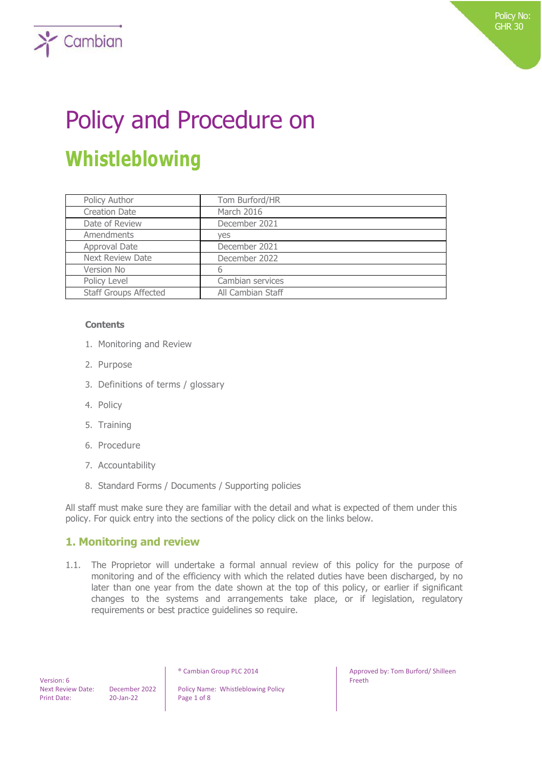Policy No: GHR 30

# Policy and Procedure on

# Whistleblowing

| Policy Author | Tom Burford/HR |
| --- | --- |
| Creation Date | March 2016 |
| Date of Review | December 2021 |
| Amendments | yes |
| Approval Date | December 2021 |
| Next Review Date | December 2022 |
| Version No | 6 |
| Policy Level | Cambian services |
| Staff Groups Affected | All Cambian Staff |

**Contents**

1. Monitoring and Review
2. Purpose
3. Definitions of terms / glossary
4. Policy
5. Training
6. Procedure
7. Accountability
8. Standard Forms / Documents / Supporting policies

All staff must make sure they are familiar with the detail and what is expected of them under this policy. For quick entry into the sections of the policy click on the links below.

## 1. Monitoring and review

1.1. The Proprietor will undertake a formal annual review of this policy for the purpose of monitoring and of the efficiency with which the related duties have been discharged, by no later than one year from the date shown at the top of this policy, or earlier if significant changes to the systems and arrangements take place, or if legislation, regulatory requirements or best practice guidelines so require.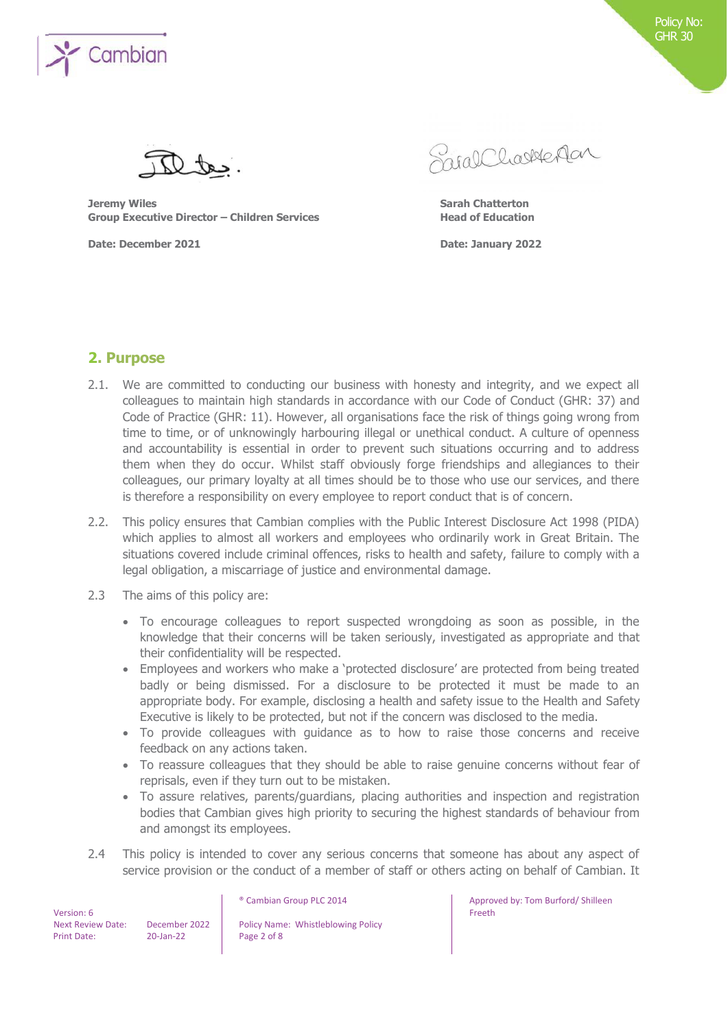**Jeremy Wiles**
**Group Executive Director – Children Services**

**Date: December 2021**

**Sarah Chatterton**
**Head of Education**

**Date: January 2022**

## 2. Purpose

2.1. We are committed to conducting our business with honesty and integrity, and we expect all colleagues to maintain high standards in accordance with our Code of Conduct (GHR: 37) and Code of Practice (GHR: 11). However, all organisations face the risk of things going wrong from time to time, or of unknowingly harbouring illegal or unethical conduct. A culture of openness and accountability is essential in order to prevent such situations occurring and to address them when they do occur. Whilst staff obviously forge friendships and allegiances to their colleagues, our primary loyalty at all times should be to those who use our services, and there is therefore a responsibility on every employee to report conduct that is of concern.

2.2. This policy ensures that Cambian complies with the Public Interest Disclosure Act 1998 (PIDA) which applies to almost all workers and employees who ordinarily work in Great Britain. The situations covered include criminal offences, risks to health and safety, failure to comply with a legal obligation, a miscarriage of justice and environmental damage.

2.3 The aims of this policy are:

- To encourage colleagues to report suspected wrongdoing as soon as possible, in the knowledge that their concerns will be taken seriously, investigated as appropriate and that their confidentiality will be respected.
- Employees and workers who make a 'protected disclosure' are protected from being treated badly or being dismissed. For a disclosure to be protected it must be made to an appropriate body. For example, disclosing a health and safety issue to the Health and Safety Executive is likely to be protected, but not if the concern was disclosed to the media.
- To provide colleagues with guidance as to how to raise those concerns and receive feedback on any actions taken.
- To reassure colleagues that they should be able to raise genuine concerns without fear of reprisals, even if they turn out to be mistaken.
- To assure relatives, parents/guardians, placing authorities and inspection and registration bodies that Cambian gives high priority to securing the highest standards of behaviour from and amongst its employees.

2.4 This policy is intended to cover any serious concerns that someone has about any aspect of service provision or the conduct of a member of staff or others acting on behalf of Cambian. It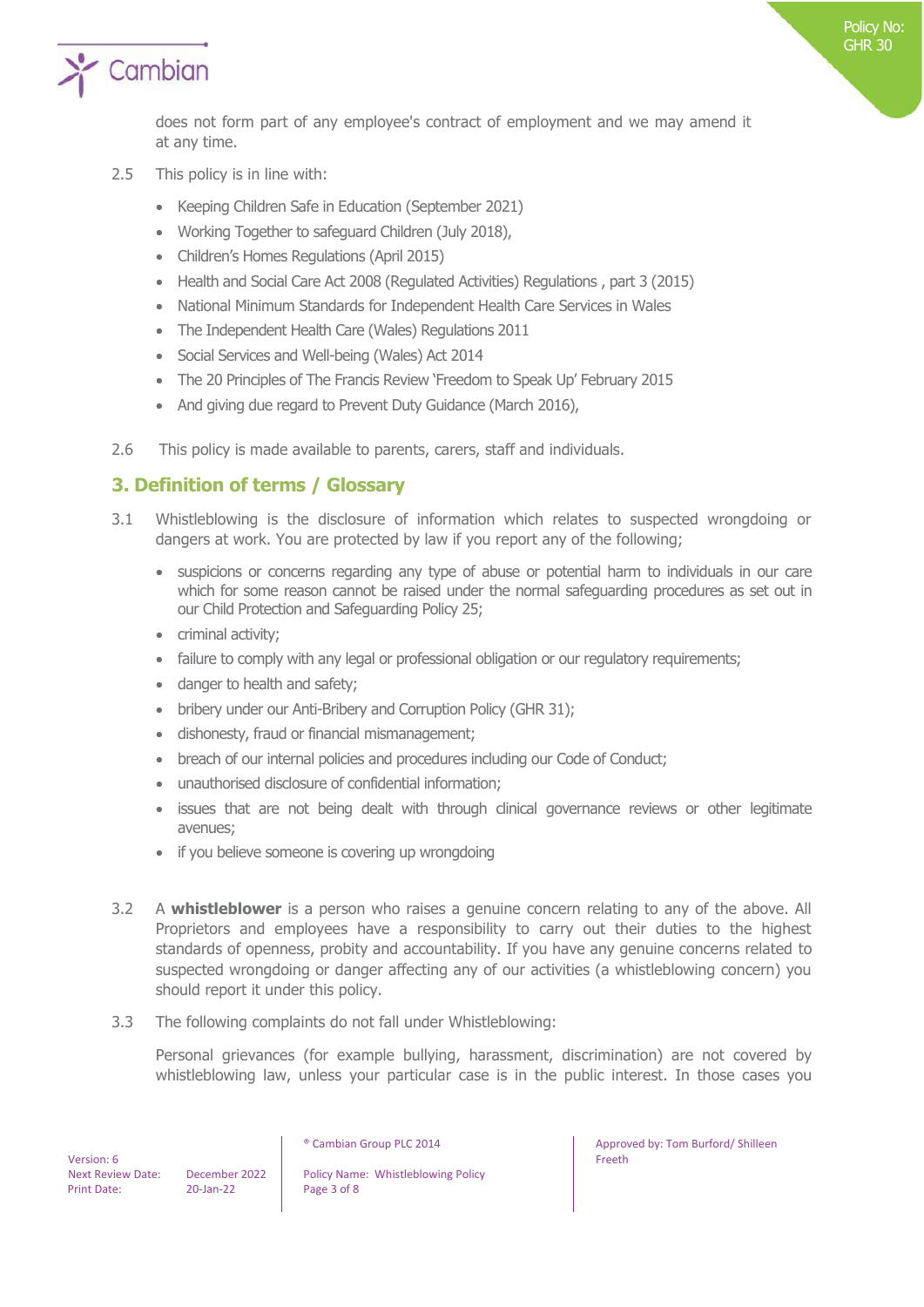does not form part of any employee's contract of employment and we may amend it at any time.

2.5 This policy is in line with:

- Keeping Children Safe in Education (September 2021)
- Working Together to safeguard Children (July 2018),
- Children's Homes Regulations (April 2015)
- Health and Social Care Act 2008 (Regulated Activities) Regulations , part 3 (2015)
- National Minimum Standards for Independent Health Care Services in Wales
- The Independent Health Care (Wales) Regulations 2011
- Social Services and Well-being (Wales) Act 2014
- The 20 Principles of The Francis Review 'Freedom to Speak Up' February 2015
- And giving due regard to Prevent Duty Guidance (March 2016),

2.6 This policy is made available to parents, carers, staff and individuals.

## 3. Definition of terms / Glossary

3.1 Whistleblowing is the disclosure of information which relates to suspected wrongdoing or dangers at work. You are protected by law if you report any of the following;

- suspicions or concerns regarding any type of abuse or potential harm to individuals in our care which for some reason cannot be raised under the normal safeguarding procedures as set out in our Child Protection and Safeguarding Policy 25;
- criminal activity;
- failure to comply with any legal or professional obligation or our regulatory requirements;
- danger to health and safety;
- bribery under our Anti-Bribery and Corruption Policy (GHR 31);
- dishonesty, fraud or financial mismanagement;
- breach of our internal policies and procedures including our Code of Conduct;
- unauthorised disclosure of confidential information;
- issues that are not being dealt with through clinical governance reviews or other legitimate avenues;
- if you believe someone is covering up wrongdoing

3.2 A **whistleblower** is a person who raises a genuine concern relating to any of the above. All Proprietors and employees have a responsibility to carry out their duties to the highest standards of openness, probity and accountability. If you have any genuine concerns related to suspected wrongdoing or danger affecting any of our activities (a whistleblowing concern) you should report it under this policy.

3.3 The following complaints do not fall under Whistleblowing:

Personal grievances (for example bullying, harassment, discrimination) are not covered by whistleblowing law, unless your particular case is in the public interest. In those cases you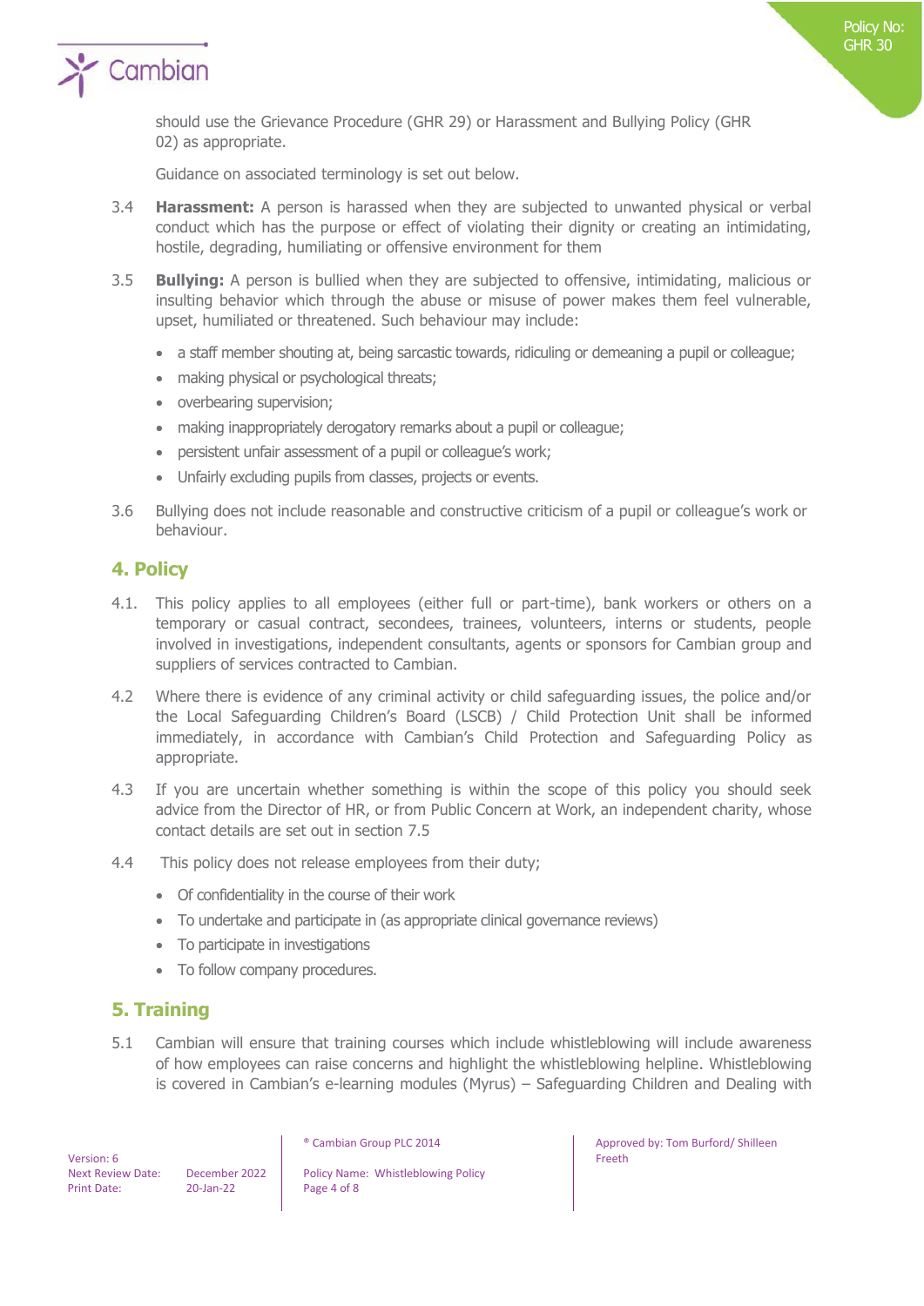should use the Grievance Procedure (GHR 29) or Harassment and Bullying Policy (GHR 02) as appropriate.

Guidance on associated terminology is set out below.

3.4 **Harassment:** A person is harassed when they are subjected to unwanted physical or verbal conduct which has the purpose or effect of violating their dignity or creating an intimidating, hostile, degrading, humiliating or offensive environment for them

3.5 **Bullying:** A person is bullied when they are subjected to offensive, intimidating, malicious or insulting behavior which through the abuse or misuse of power makes them feel vulnerable, upset, humiliated or threatened. Such behaviour may include:

- a staff member shouting at, being sarcastic towards, ridiculing or demeaning a pupil or colleague;
- making physical or psychological threats;
- overbearing supervision;
- making inappropriately derogatory remarks about a pupil or colleague;
- persistent unfair assessment of a pupil or colleague's work;
- Unfairly excluding pupils from classes, projects or events.

3.6 Bullying does not include reasonable and constructive criticism of a pupil or colleague's work or behaviour.

## 4. Policy

4.1. This policy applies to all employees (either full or part-time), bank workers or others on a temporary or casual contract, secondees, trainees, volunteers, interns or students, people involved in investigations, independent consultants, agents or sponsors for Cambian group and suppliers of services contracted to Cambian.

4.2 Where there is evidence of any criminal activity or child safeguarding issues, the police and/or the Local Safeguarding Children's Board (LSCB) / Child Protection Unit shall be informed immediately, in accordance with Cambian's Child Protection and Safeguarding Policy as appropriate.

4.3 If you are uncertain whether something is within the scope of this policy you should seek advice from the Director of HR, or from Public Concern at Work, an independent charity, whose contact details are set out in section 7.5

4.4 This policy does not release employees from their duty;

- Of confidentiality in the course of their work
- To undertake and participate in (as appropriate clinical governance reviews)
- To participate in investigations
- To follow company procedures.

## 5. Training

5.1 Cambian will ensure that training courses which include whistleblowing will include awareness of how employees can raise concerns and highlight the whistleblowing helpline. Whistleblowing is covered in Cambian's e-learning modules (Myrus) – Safeguarding Children and Dealing with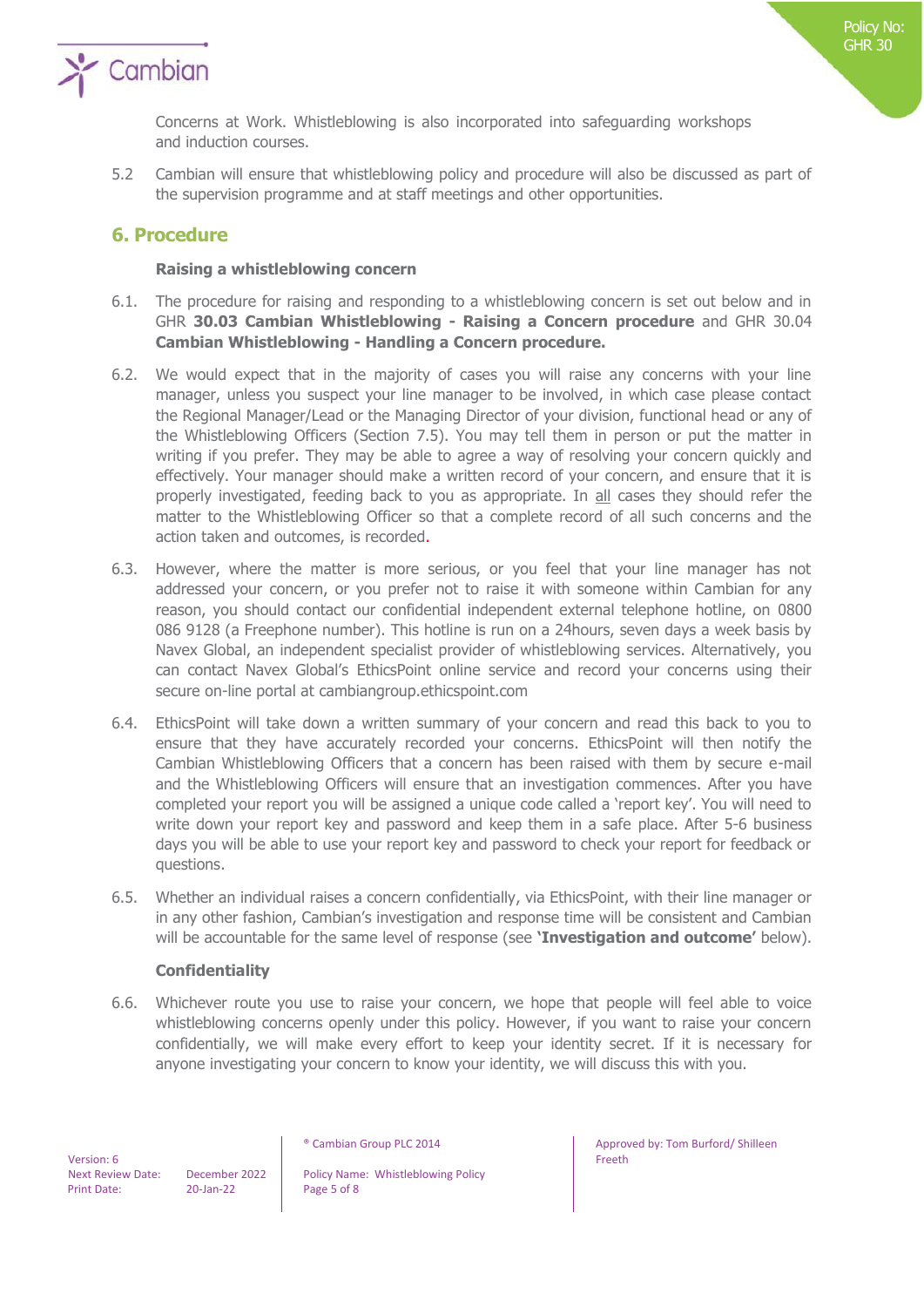Concerns at Work. Whistleblowing is also incorporated into safeguarding workshops and induction courses.

5.2 Cambian will ensure that whistleblowing policy and procedure will also be discussed as part of the supervision programme and at staff meetings and other opportunities.

## 6. Procedure

**Raising a whistleblowing concern**

6.1. The procedure for raising and responding to a whistleblowing concern is set out below and in GHR **30.03 Cambian Whistleblowing - Raising a Concern procedure** and GHR 30.04 **Cambian Whistleblowing - Handling a Concern procedure.**

6.2. We would expect that in the majority of cases you will raise any concerns with your line manager, unless you suspect your line manager to be involved, in which case please contact the Regional Manager/Lead or the Managing Director of your division, functional head or any of the Whistleblowing Officers (Section 7.5). You may tell them in person or put the matter in writing if you prefer. They may be able to agree a way of resolving your concern quickly and effectively. Your manager should make a written record of your concern, and ensure that it is properly investigated, feeding back to you as appropriate. In all cases they should refer the matter to the Whistleblowing Officer so that a complete record of all such concerns and the action taken and outcomes, is recorded.

6.3. However, where the matter is more serious, or you feel that your line manager has not addressed your concern, or you prefer not to raise it with someone within Cambian for any reason, you should contact our confidential independent external telephone hotline, on 0800 086 9128 (a Freephone number). This hotline is run on a 24hours, seven days a week basis by Navex Global, an independent specialist provider of whistleblowing services. Alternatively, you can contact Navex Global's EthicsPoint online service and record your concerns using their secure on-line portal at cambiangroup.ethicspoint.com

6.4. EthicsPoint will take down a written summary of your concern and read this back to you to ensure that they have accurately recorded your concerns. EthicsPoint will then notify the Cambian Whistleblowing Officers that a concern has been raised with them by secure e-mail and the Whistleblowing Officers will ensure that an investigation commences. After you have completed your report you will be assigned a unique code called a 'report key'. You will need to write down your report key and password and keep them in a safe place. After 5-6 business days you will be able to use your report key and password to check your report for feedback or questions.

6.5. Whether an individual raises a concern confidentially, via EthicsPoint, with their line manager or in any other fashion, Cambian's investigation and response time will be consistent and Cambian will be accountable for the same level of response (see **'Investigation and outcome'** below).

**Confidentiality**

6.6. Whichever route you use to raise your concern, we hope that people will feel able to voice whistleblowing concerns openly under this policy. However, if you want to raise your concern confidentially, we will make every effort to keep your identity secret. If it is necessary for anyone investigating your concern to know your identity, we will discuss this with you.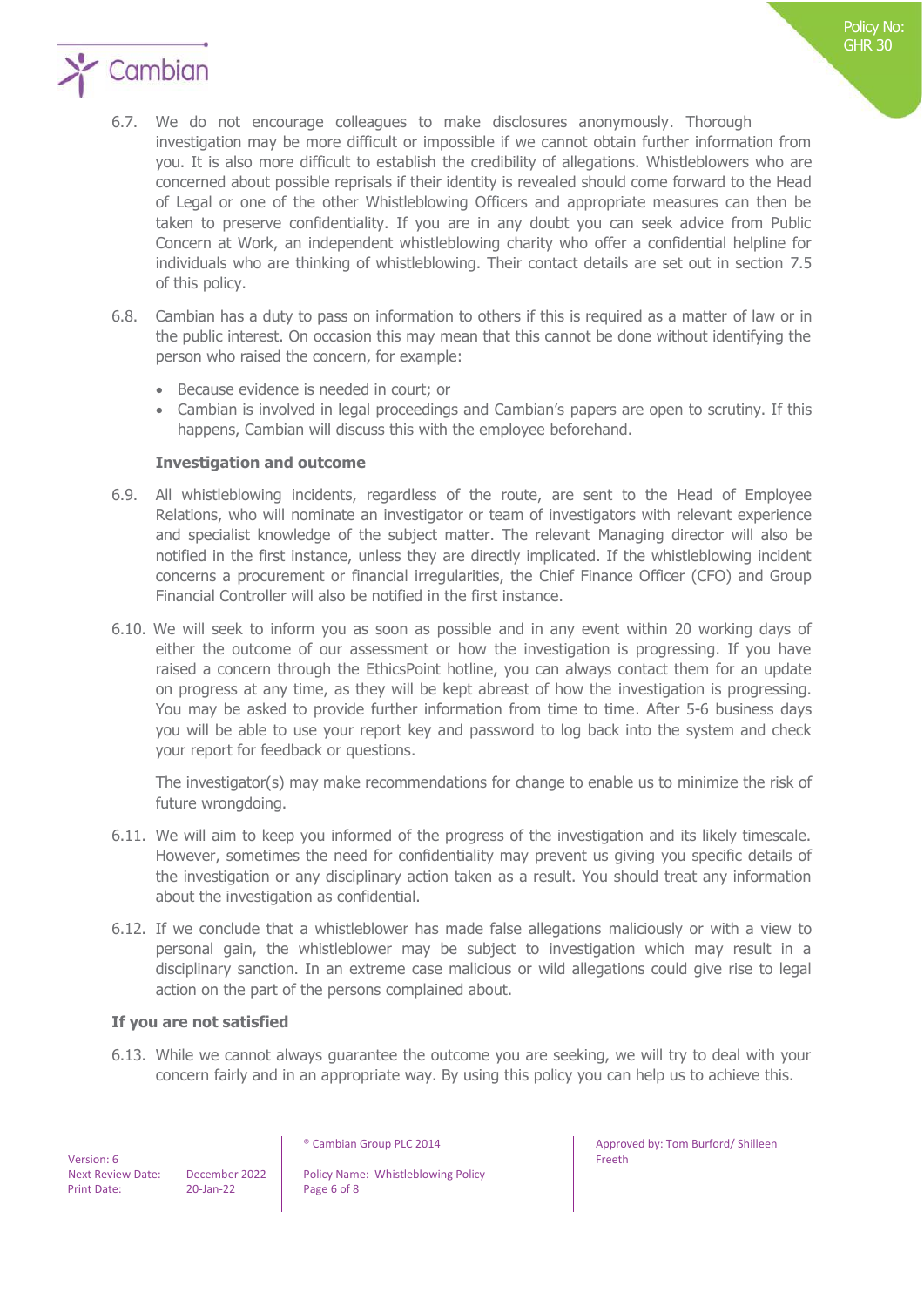6.7. We do not encourage colleagues to make disclosures anonymously. Thorough investigation may be more difficult or impossible if we cannot obtain further information from you. It is also more difficult to establish the credibility of allegations. Whistleblowers who are concerned about possible reprisals if their identity is revealed should come forward to the Head of Legal or one of the other Whistleblowing Officers and appropriate measures can then be taken to preserve confidentiality. If you are in any doubt you can seek advice from Public Concern at Work, an independent whistleblowing charity who offer a confidential helpline for individuals who are thinking of whistleblowing. Their contact details are set out in section 7.5 of this policy.

6.8. Cambian has a duty to pass on information to others if this is required as a matter of law or in the public interest. On occasion this may mean that this cannot be done without identifying the person who raised the concern, for example:

- Because evidence is needed in court; or
- Cambian is involved in legal proceedings and Cambian's papers are open to scrutiny. If this happens, Cambian will discuss this with the employee beforehand.

**Investigation and outcome**

6.9. All whistleblowing incidents, regardless of the route, are sent to the Head of Employee Relations, who will nominate an investigator or team of investigators with relevant experience and specialist knowledge of the subject matter. The relevant Managing director will also be notified in the first instance, unless they are directly implicated. If the whistleblowing incident concerns a procurement or financial irregularities, the Chief Finance Officer (CFO) and Group Financial Controller will also be notified in the first instance.

6.10. We will seek to inform you as soon as possible and in any event within 20 working days of either the outcome of our assessment or how the investigation is progressing. If you have raised a concern through the EthicsPoint hotline, you can always contact them for an update on progress at any time, as they will be kept abreast of how the investigation is progressing. You may be asked to provide further information from time to time. After 5-6 business days you will be able to use your report key and password to log back into the system and check your report for feedback or questions.

The investigator(s) may make recommendations for change to enable us to minimize the risk of future wrongdoing.

6.11. We will aim to keep you informed of the progress of the investigation and its likely timescale. However, sometimes the need for confidentiality may prevent us giving you specific details of the investigation or any disciplinary action taken as a result. You should treat any information about the investigation as confidential.

6.12. If we conclude that a whistleblower has made false allegations maliciously or with a view to personal gain, the whistleblower may be subject to investigation which may result in a disciplinary sanction. In an extreme case malicious or wild allegations could give rise to legal action on the part of the persons complained about.

**If you are not satisfied**

6.13. While we cannot always guarantee the outcome you are seeking, we will try to deal with your concern fairly and in an appropriate way. By using this policy you can help us to achieve this.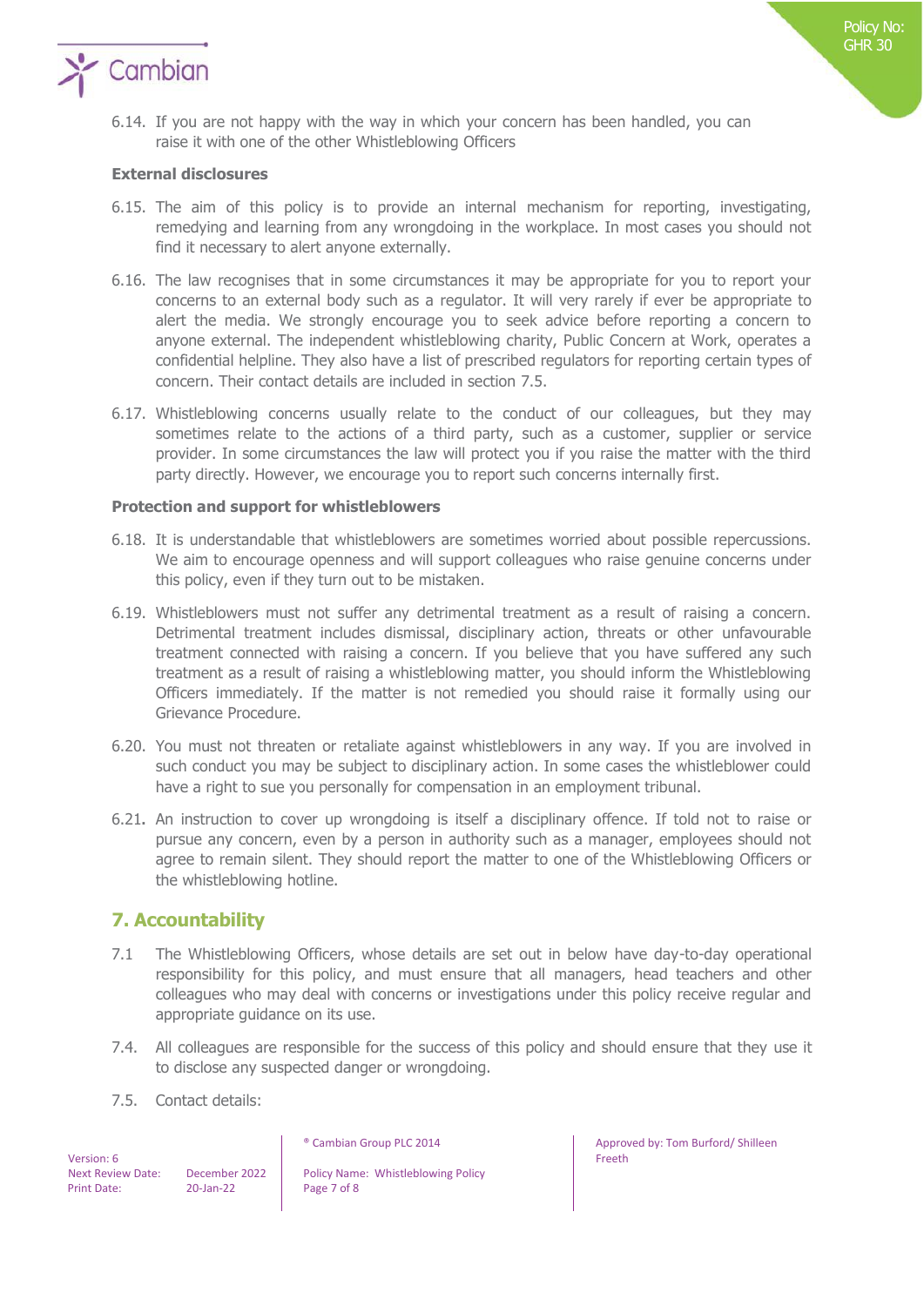6.14. If you are not happy with the way in which your concern has been handled, you can raise it with one of the other Whistleblowing Officers

**External disclosures**

6.15. The aim of this policy is to provide an internal mechanism for reporting, investigating, remedying and learning from any wrongdoing in the workplace. In most cases you should not find it necessary to alert anyone externally.

6.16. The law recognises that in some circumstances it may be appropriate for you to report your concerns to an external body such as a regulator. It will very rarely if ever be appropriate to alert the media. We strongly encourage you to seek advice before reporting a concern to anyone external. The independent whistleblowing charity, Public Concern at Work, operates a confidential helpline. They also have a list of prescribed regulators for reporting certain types of concern. Their contact details are included in section 7.5.

6.17. Whistleblowing concerns usually relate to the conduct of our colleagues, but they may sometimes relate to the actions of a third party, such as a customer, supplier or service provider. In some circumstances the law will protect you if you raise the matter with the third party directly. However, we encourage you to report such concerns internally first.

**Protection and support for whistleblowers**

6.18. It is understandable that whistleblowers are sometimes worried about possible repercussions. We aim to encourage openness and will support colleagues who raise genuine concerns under this policy, even if they turn out to be mistaken.

6.19. Whistleblowers must not suffer any detrimental treatment as a result of raising a concern. Detrimental treatment includes dismissal, disciplinary action, threats or other unfavourable treatment connected with raising a concern. If you believe that you have suffered any such treatment as a result of raising a whistleblowing matter, you should inform the Whistleblowing Officers immediately. If the matter is not remedied you should raise it formally using our Grievance Procedure.

6.20. You must not threaten or retaliate against whistleblowers in any way. If you are involved in such conduct you may be subject to disciplinary action. In some cases the whistleblower could have a right to sue you personally for compensation in an employment tribunal.

6.21. An instruction to cover up wrongdoing is itself a disciplinary offence. If told not to raise or pursue any concern, even by a person in authority such as a manager, employees should not agree to remain silent. They should report the matter to one of the Whistleblowing Officers or the whistleblowing hotline.

## 7. Accountability

7.1 The Whistleblowing Officers, whose details are set out in below have day-to-day operational responsibility for this policy, and must ensure that all managers, head teachers and other colleagues who may deal with concerns or investigations under this policy receive regular and appropriate guidance on its use.

7.4. All colleagues are responsible for the success of this policy and should ensure that they use it to disclose any suspected danger or wrongdoing.

7.5. Contact details: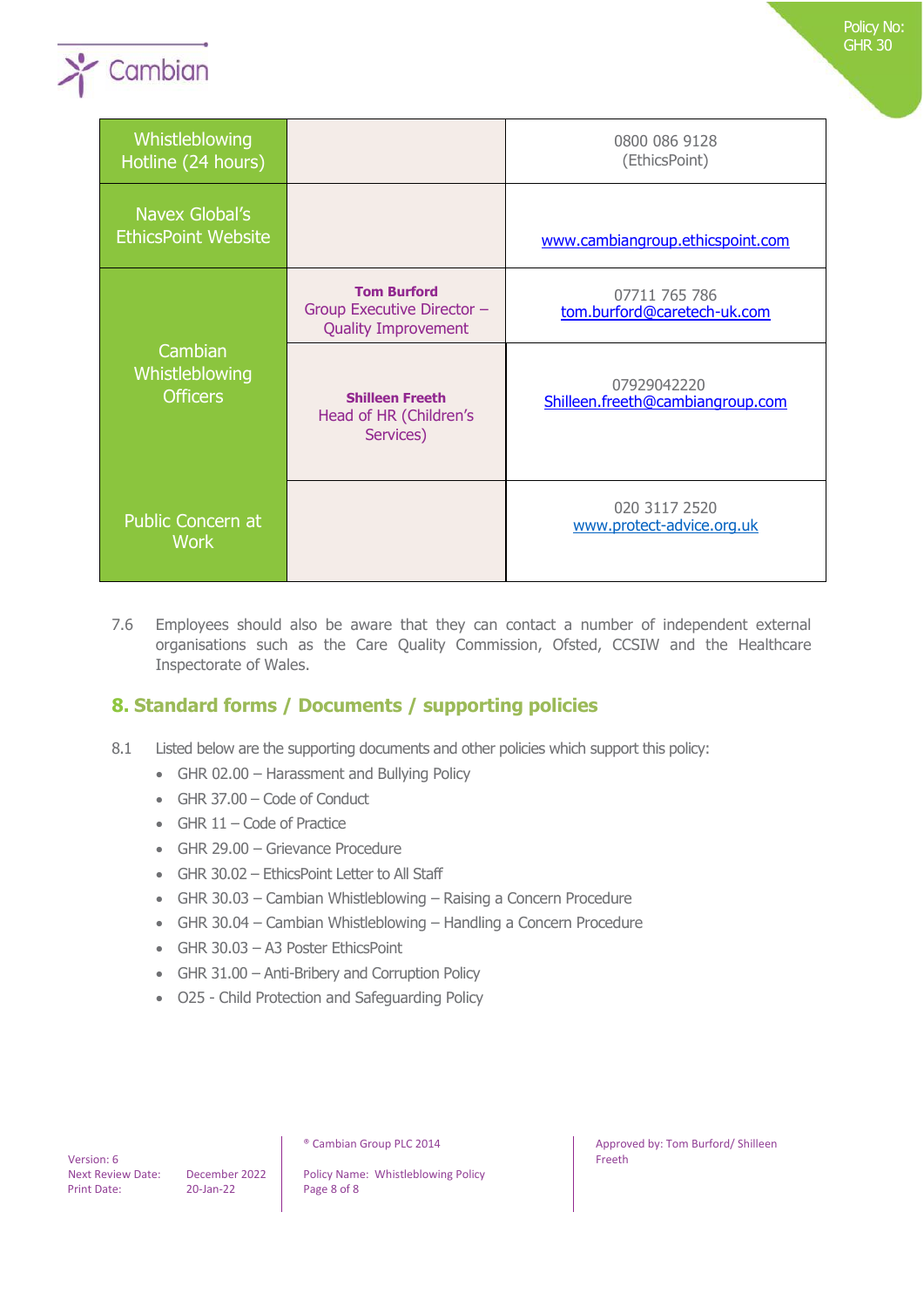| | | |
|---|---|---|
| Whistleblowing Hotline (24 hours) | | 0800 086 9128 (EthicsPoint) |
| Navex Global's EthicsPoint Website | | www.cambiangroup.ethicspoint.com |
| Cambian Whistleblowing Officers | **Tom Burford** Group Executive Director – Quality Improvement | 07711 765 786 tom.burford@caretech-uk.com |
| | **Shilleen Freeth** Head of HR (Children's Services) | 07929042220 Shilleen.freeth@cambiangroup.com |
| Public Concern at Work | | 020 3117 2520 www.protect-advice.org.uk |

7.6 Employees should also be aware that they can contact a number of independent external organisations such as the Care Quality Commission, Ofsted, CCSIW and the Healthcare Inspectorate of Wales.

## 8. Standard forms / Documents / supporting policies

8.1 Listed below are the supporting documents and other policies which support this policy:

- GHR 02.00 – Harassment and Bullying Policy
- GHR 37.00 – Code of Conduct
- GHR 11 – Code of Practice
- GHR 29.00 – Grievance Procedure
- GHR 30.02 – EthicsPoint Letter to All Staff
- GHR 30.03 – Cambian Whistleblowing – Raising a Concern Procedure
- GHR 30.04 – Cambian Whistleblowing – Handling a Concern Procedure
- GHR 30.03 – A3 Poster EthicsPoint
- GHR 31.00 – Anti-Bribery and Corruption Policy
- O25 - Child Protection and Safeguarding Policy